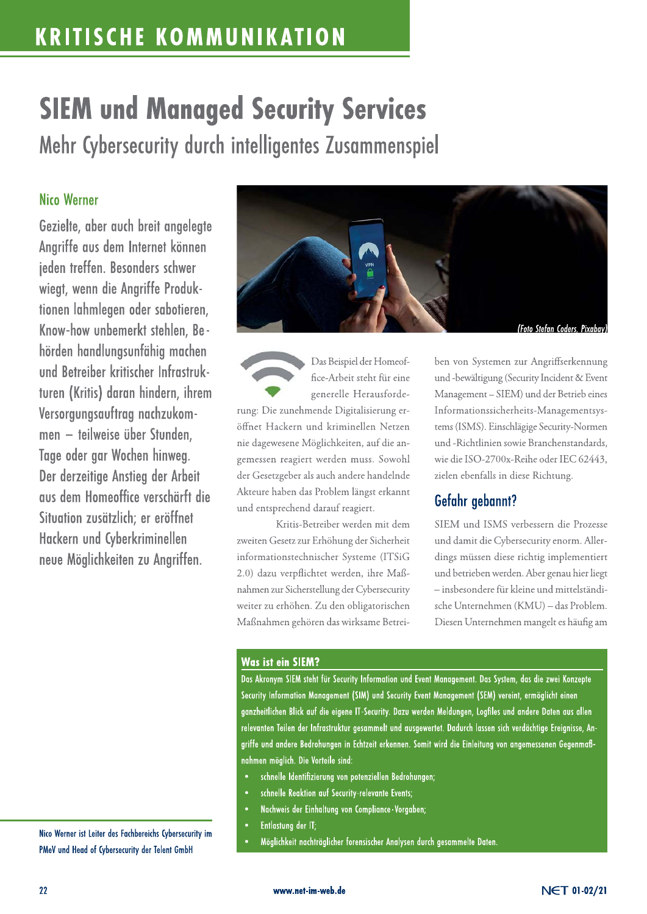# SIEM und Managed Security Services

## Mehr Cybersecurity durch intelligentes Zusammenspiel

**Nico Werner**

**Gezielte, aber auch breit angelegte Angriffe aus dem Internet können jeden treffen. Besonders schwer wiegt, wenn die Angriffe Produktionen lahmlegen oder sabotieren, Know-how unbemerkt stehlen, Behörden handlungsunfähig machen und Betreiber kritischer Infrastrukturen (Kritis) daran hindern, ihrem Versorgungsauftrag nachzukommen – teilweise über Stunden, Tage oder gar Wochen hinweg. Der derzeitige Anstieg der Arbeit aus dem Homeoffice verschärft die Situation zusätzlich; er eröffnet Hackern und Cyberkriminellen neue Möglichkeiten zu Angriffen.**

(Foto Stefan Coders, Pixabay)

Das Beispiel der Homeoffice-Arbeit steht für eine generelle Herausforderung: Die zunehmende Digitalisierung eröffnet Hackern und kriminellen Netzen nie dagewesene Möglichkeiten, auf die angemessen reagiert werden muss. Sowohl der Gesetzgeber als auch andere handelnde Akteure haben das Problem längst erkannt und entsprechend darauf reagiert.

Kritis-Betreiber werden mit dem zweiten Gesetz zur Erhöhung der Sicherheit informationstechnischer Systeme (ITSiG 2.0) dazu verpflichtet werden, ihre Maßnahmen zur Sicherstellung der Cybersecurity weiter zu erhöhen. Zu den obligatorischen Maßnahmen gehören das wirksame Betreiben von Systemen zur Angriffserkennung und -bewältigung (Security Incident & Event Management – SIEM) und der Betrieb eines Informationssicherheits-Managementsystems (ISMS). Einschlägige Security-Normen und -Richtlinien sowie Branchenstandards, wie die ISO-2700x-Reihe oder IEC 62443, zielen ebenfalls in diese Richtung.

### Gefahr gebannt?

SIEM und ISMS verbessern die Prozesse und damit die Cybersecurity enorm. Allerdings müssen diese richtig implementiert und betrieben werden. Aber genau hier liegt – insbesondere für kleine und mittelständische Unternehmen (KMU) – das Problem. Diesen Unternehmen mangelt es häufig am

### Was ist ein SIEM?

Das Akronym SIEM steht für Security Information und Event Management. Das System, das die zwei Konzepte Security Information Management (SIM) und Security Event Management (SEM) vereint, ermöglicht einen ganzheitlichen Blick auf die eigene IT-Security. Dazu werden Meldungen, Logfiles und andere Daten aus allen relevanten Teilen der Infrastruktur gesammelt und ausgewertet. Dadurch lassen sich verdächtige Ereignisse, Angriffe und andere Bedrohungen in Echtzeit erkennen. Somit wird die Einleitung von angemessenen Gegenmaßnahmen möglich. Die Vorteile sind:

- schnelle Identifizierung von potenziellen Bedrohungen;
- schnelle Reaktion auf Security-relevante Events;
- Nachweis der Einhaltung von Compliance-Vorgaben;
- Entlastung der IT;
- Möglichkeit nachträglicher forensischer Analysen durch gesammelte Daten.

Nico Werner ist Leiter des Fachbereichs Cybersecurity im PMeV und Head of Cybersecurity der Telent GmbH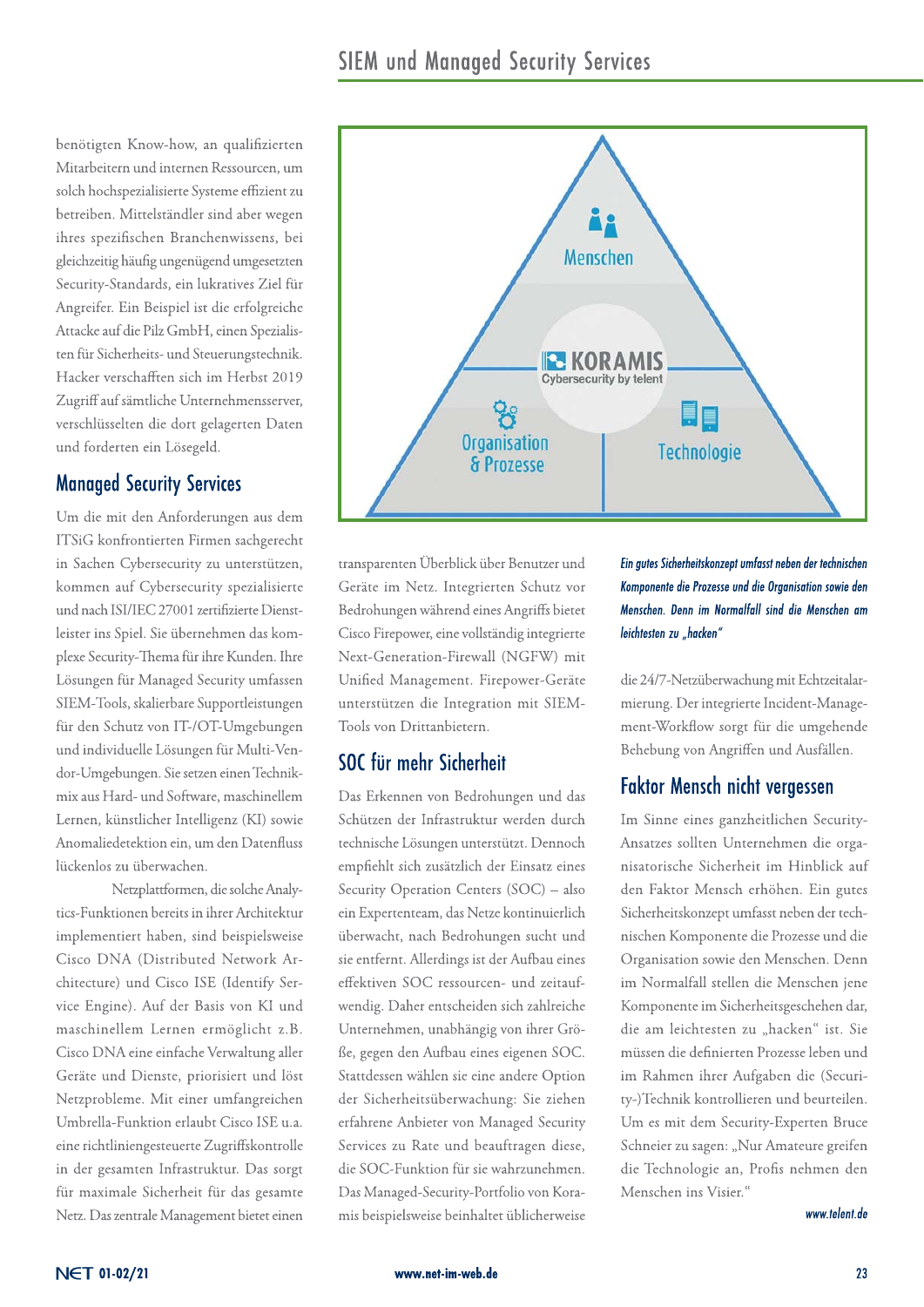benötigten Know-how, an qualifizierten Mitarbeitern und internen Ressourcen, um solch hochspezialisierte Systeme effizient zu betreiben. Mittelständler sind aber wegen ihres spezifischen Branchenwissens, bei gleichzeitig häufig ungenügend umgesetzten Security-Standards, ein lukratives Ziel für Angreifer. Ein Beispiel ist die erfolgreiche Attacke auf die Pilz GmbH, einen Spezialisten für Sicherheits- und Steuerungstechnik. Hacker verschafften sich im Herbst 2019 Zugriff auf sämtliche Unternehmensserver, verschlüsselten die dort gelagerten Daten und forderten ein Lösegeld.

## Managed Security Services

Um die mit den Anforderungen aus dem ITSiG konfrontierten Firmen sachgerecht in Sachen Cybersecurity zu unterstützen, kommen auf Cybersecurity spezialisierte und nach ISI/IEC 27001 zertifizierte Dienstleister ins Spiel. Sie übernehmen das komplexe Security-Thema für ihre Kunden. Ihre Lösungen für Managed Security umfassen SIEM-Tools, skalierbare Supportleistungen für den Schutz von IT-/OT-Umgebungen und individuelle Lösungen für Multi-Vendor-Umgebungen. Sie setzen einen Technikmix aus Hard- und Software, maschinellem Lernen, künstlicher Intelligenz (KI) sowie Anomaliedetektion ein, um den Datenfluss lückenlos zu überwachen.

Netzplattformen, die solche Analytics-Funktionen bereits in ihrer Architektur implementiert haben, sind beispielsweise Cisco DNA (Distributed Network Architecture) und Cisco ISE (Identify Service Engine). Auf der Basis von KI und maschinellem Lernen ermöglicht z.B. Cisco DNA eine einfache Verwaltung aller Geräte und Dienste, priorisiert und löst Netzprobleme. Mit einer umfangreichen Umbrella-Funktion erlaubt Cisco ISE u.a. eine richtliniengesteuerte Zugriffskontrolle in der gesamten Infrastruktur. Das sorgt für maximale Sicherheit für das gesamte Netz. Das zentrale Management bietet einen transparenten Überblick über Benutzer und Geräte im Netz. Integrierten Schutz vor Bedrohungen während eines Angriffs bietet Cisco Firepower, eine vollständig integrierte Next-Generation-Firewall (NGFW) mit Unified Management. Firepower-Geräte unterstützen die Integration mit SIEM-Tools von Drittanbietern.

Menschen

KORAMIS
Cybersecurity by telent

Organisation & Prozesse

Technologie

*Ein gutes Sicherheitskonzept umfasst neben der technischen Komponente die Prozesse und die Organisation sowie den Menschen. Denn im Normalfall sind die Menschen am leichtesten zu „hacken"*

## SOC für mehr Sicherheit

Das Erkennen von Bedrohungen und das Schützen der Infrastruktur werden durch technische Lösungen unterstützt. Dennoch empfiehlt sich zusätzlich der Einsatz eines Security Operation Centers (SOC) – also ein Expertenteam, das Netze kontinuierlich überwacht, nach Bedrohungen sucht und sie entfernt. Allerdings ist der Aufbau eines effektiven SOC ressourcen- und zeitaufwendig. Daher entscheiden sich zahlreiche Unternehmen, unabhängig von ihrer Größe, gegen den Aufbau eines eigenen SOC. Stattdessen wählen sie eine andere Option der Sicherheitsüberwachung: Sie ziehen erfahrene Anbieter von Managed Security Services zu Rate und beauftragen diese, die SOC-Funktion für sie wahrzunehmen. Das Managed-Security-Portfolio von Koramis beispielsweise beinhaltet üblicherweise die 24/7-Netzüberwachung mit Echtzeitalarmierung. Der integrierte Incident-Management-Workflow sorgt für die umgehende Behebung von Angriffen und Ausfällen.

## Faktor Mensch nicht vergessen

Im Sinne eines ganzheitlichen Security-Ansatzes sollten Unternehmen die organisatorische Sicherheit im Hinblick auf den Faktor Mensch erhöhen. Ein gutes Sicherheitskonzept umfasst neben der technischen Komponente die Prozesse und die Organisation sowie den Menschen. Denn im Normalfall stellen die Menschen jene Komponente im Sicherheitsgeschehen dar, die am leichtesten zu „hacken" ist. Sie müssen die definierten Prozesse leben und im Rahmen ihrer Aufgaben die (Security-)Technik kontrollieren und beurteilen. Um es mit dem Security-Experten Bruce Schneier zu sagen: „Nur Amateure greifen die Technologie an, Profis nehmen den Menschen ins Visier."

www.telent.de